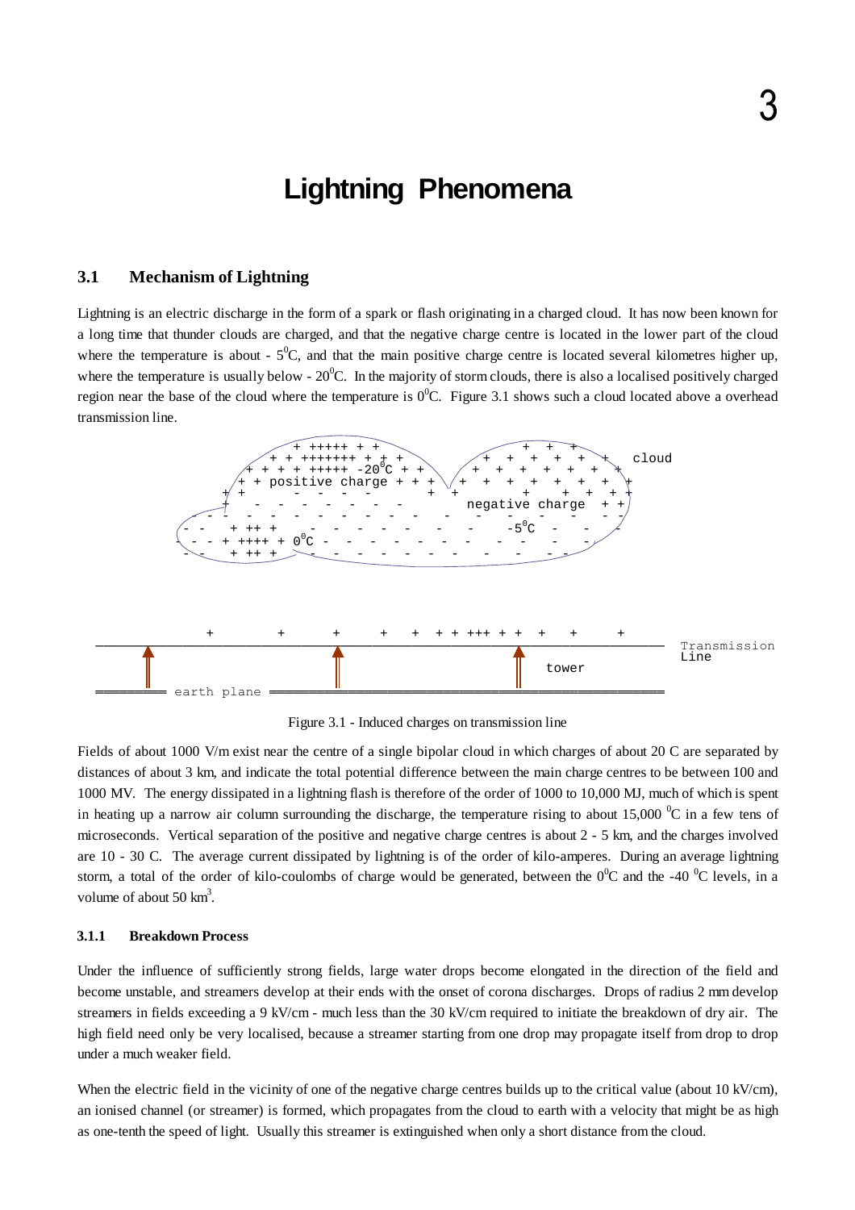# 3

# Lightning Phenomena

## 3.1 Mechanism of Lightning

Lightning is an electric discharge in the form of a spark or flash originating in a charged cloud. It has now been known for a long time that thunder clouds are charged, and that the negative charge centre is located in the lower part of the cloud where the temperature is about - $5^0$C, and that the main positive charge centre is located several kilometres higher up, where the temperature is usually below - $20^0$C. In the majority of storm clouds, there is also a localised positively charged region near the base of the cloud where the temperature is $0^0$C. Figure 3.1 shows such a cloud located above a overhead transmission line.

Figure 3.1 - Induced charges on transmission line

Fields of about 1000 V/m exist near the centre of a single bipolar cloud in which charges of about 20 C are separated by distances of about 3 km, and indicate the total potential difference between the main charge centres to be between 100 and 1000 MV. The energy dissipated in a lightning flash is therefore of the order of 1000 to 10,000 MJ, much of which is spent in heating up a narrow air column surrounding the discharge, the temperature rising to about 15,000 $^0$C in a few tens of microseconds. Vertical separation of the positive and negative charge centres is about 2 - 5 km, and the charges involved are 10 - 30 C. The average current dissipated by lightning is of the order of kilo-amperes. During an average lightning storm, a total of the order of kilo-coulombs of charge would be generated, between the $0^0$C and the -40 $^0$C levels, in a volume of about 50 $km^3$.

### 3.1.1 Breakdown Process

Under the influence of sufficiently strong fields, large water drops become elongated in the direction of the field and become unstable, and streamers develop at their ends with the onset of corona discharges. Drops of radius 2 mm develop streamers in fields exceeding a 9 kV/cm - much less than the 30 kV/cm required to initiate the breakdown of dry air. The high field need only be very localised, because a streamer starting from one drop may propagate itself from drop to drop under a much weaker field.

When the electric field in the vicinity of one of the negative charge centres builds up to the critical value (about 10 kV/cm), an ionised channel (or streamer) is formed, which propagates from the cloud to earth with a velocity that might be as high as one-tenth the speed of light. Usually this streamer is extinguished when only a short distance from the cloud.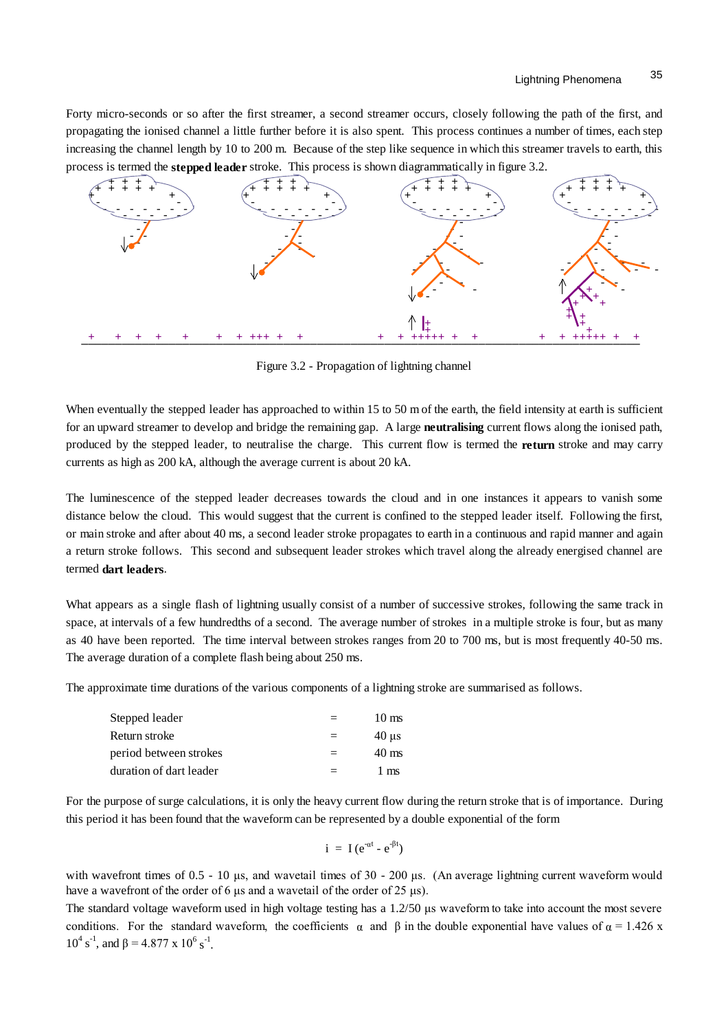Forty micro-seconds or so after the first streamer, a second streamer occurs, closely following the path of the first, and propagating the ionised channel a little further before it is also spent. This process continues a number of times, each step increasing the channel length by 10 to 200 m. Because of the step like sequence in which this streamer travels to earth, this process is termed the **stepped leader** stroke. This process is shown diagrammatically in figure 3.2.

Figure 3.2 - Propagation of lightning channel

When eventually the stepped leader has approached to within 15 to 50 m of the earth, the field intensity at earth is sufficient for an upward streamer to develop and bridge the remaining gap. A large **neutralising** current flows along the ionised path, produced by the stepped leader, to neutralise the charge. This current flow is termed the **return** stroke and may carry currents as high as 200 kA, although the average current is about 20 kA.

The luminescence of the stepped leader decreases towards the cloud and in one instances it appears to vanish some distance below the cloud. This would suggest that the current is confined to the stepped leader itself. Following the first, or main stroke and after about 40 ms, a second leader stroke propagates to earth in a continuous and rapid manner and again a return stroke follows. This second and subsequent leader strokes which travel along the already energised channel are termed **dart leaders**.

What appears as a single flash of lightning usually consist of a number of successive strokes, following the same track in space, at intervals of a few hundredths of a second. The average number of strokes in a multiple stroke is four, but as many as 40 have been reported. The time interval between strokes ranges from 20 to 700 ms, but is most frequently 40-50 ms. The average duration of a complete flash being about 250 ms.

The approximate time durations of the various components of a lightning stroke are summarised as follows.

| | | |
|---|---|---|
| Stepped leader | = | 10 ms |
| Return stroke | = | 40 μs |
| period between strokes | = | 40 ms |
| duration of dart leader | = | 1 ms |

For the purpose of surge calculations, it is only the heavy current flow during the return stroke that is of importance. During this period it has been found that the waveform can be represented by a double exponential of the form

$$i = I\,(e^{-\alpha t} - e^{-\beta t})$$

with wavefront times of 0.5 - 10 μs, and wavetail times of 30 - 200 μs. (An average lightning current waveform would have a wavefront of the order of 6 μs and a wavetail of the order of 25 μs).

The standard voltage waveform used in high voltage testing has a 1.2/50 μs waveform to take into account the most severe conditions. For the standard waveform, the coefficients $\alpha$ and $\beta$ in the double exponential have values of $\alpha = 1.426 \times 10^4\ s^{-1}$, and $\beta = 4.877 \times 10^6\ s^{-1}$.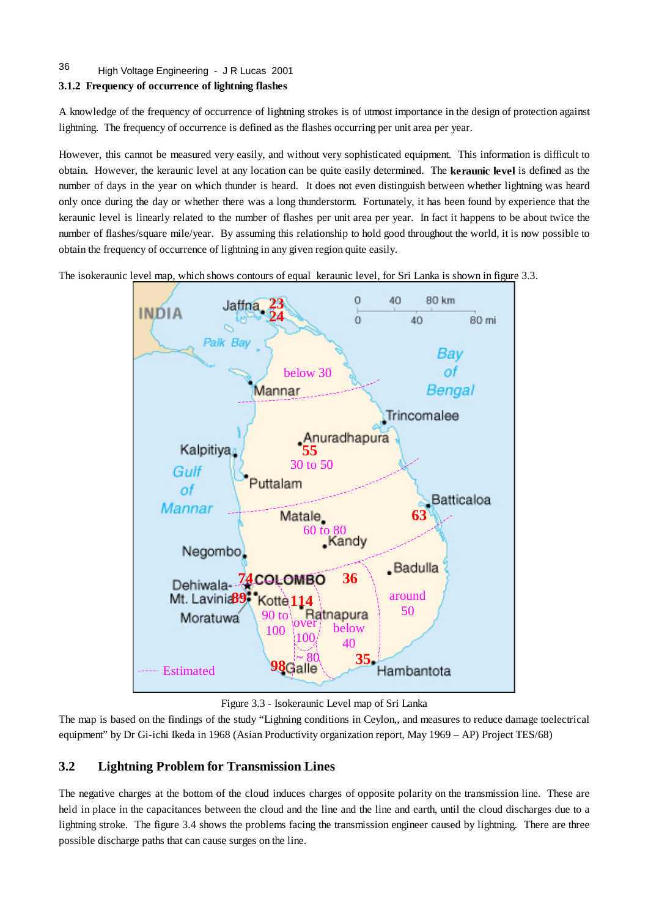### 3.1.2 Frequency of occurrence of lightning flashes

A knowledge of the frequency of occurrence of lightning strokes is of utmost importance in the design of protection against lightning. The frequency of occurrence is defined as the flashes occurring per unit area per year.

However, this cannot be measured very easily, and without very sophisticated equipment. This information is difficult to obtain. However, the keraunic level at any location can be quite easily determined. The **keraunic level** is defined as the number of days in the year on which thunder is heard. It does not even distinguish between whether lightning was heard only once during the day or whether there was a long thunderstorm. Fortunately, it has been found by experience that the keraunic level is linearly related to the number of flashes per unit area per year. In fact it happens to be about twice the number of flashes/square mile/year. By assuming this relationship to hold good throughout the world, it is now possible to obtain the frequency of occurrence of lightning in any given region quite easily.

The isokeraunic level map, which shows contours of equal keraunic level, for Sri Lanka is shown in figure 3.3.

INDIA
Jaffna 23 24
0 40 80 km
0 40 80 mi
Palk Bay
below 30
Bay of Bengal
Mannar
Trincomalee
Anuradhapura 55
30 to 50
Kalpitiya
Gulf of Mannar
Puttalam
Batticaloa 63
Matale
60 to 80
Kandy
Negombo
74 COLOMBO 36
Badulla
Dehiwala-Mt. Lavinia 89
Kotte 114
around 50
Moratuwa
90 to 100
Ratnapura
over 100
below 40
~ 80
35
98 Galle
Hambantota
Estimated

Figure 3.3 - Isokeraunic Level map of Sri Lanka

The map is based on the findings of the study "Lighning conditions in Ceylon,, and measures to reduce damage toelectrical equipment" by Dr Gi-ichi Ikeda in 1968 (Asian Productivity organization report, May 1969 – AP) Project TES/68)

## 3.2 Lightning Problem for Transmission Lines

The negative charges at the bottom of the cloud induces charges of opposite polarity on the transmission line. These are held in place in the capacitances between the cloud and the line and the line and earth, until the cloud discharges due to a lightning stroke. The figure 3.4 shows the problems facing the transmission engineer caused by lightning. There are three possible discharge paths that can cause surges on the line.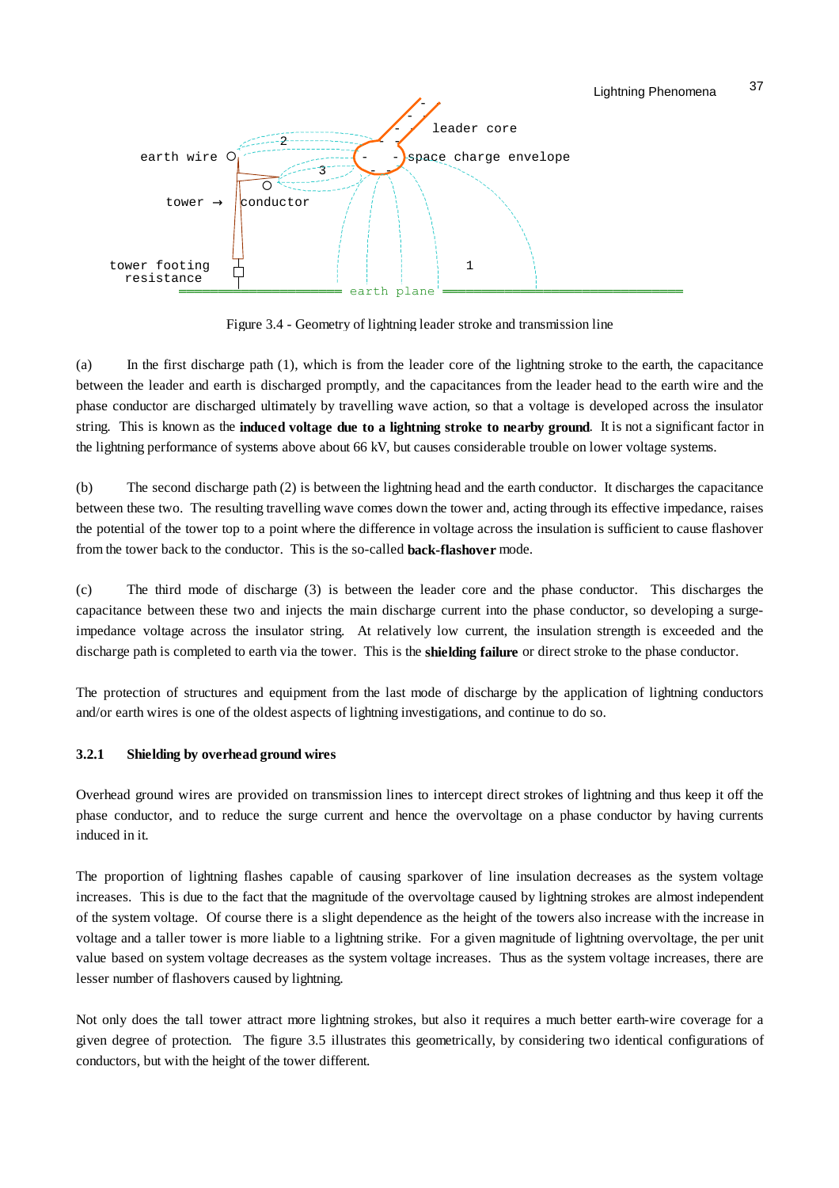leader core

earth wire

2

space charge envelope

3

tower →

conductor

tower footing
resistance

1

earth plane

Figure 3.4 - Geometry of lightning leader stroke and transmission line

(a) In the first discharge path (1), which is from the leader core of the lightning stroke to the earth, the capacitance between the leader and earth is discharged promptly, and the capacitances from the leader head to the earth wire and the phase conductor are discharged ultimately by travelling wave action, so that a voltage is developed across the insulator string. This is known as the **induced voltage due to a lightning stroke to nearby ground**. It is not a significant factor in the lightning performance of systems above about 66 kV, but causes considerable trouble on lower voltage systems.

(b) The second discharge path (2) is between the lightning head and the earth conductor. It discharges the capacitance between these two. The resulting travelling wave comes down the tower and, acting through its effective impedance, raises the potential of the tower top to a point where the difference in voltage across the insulation is sufficient to cause flashover from the tower back to the conductor. This is the so-called **back-flashover** mode.

(c) The third mode of discharge (3) is between the leader core and the phase conductor. This discharges the capacitance between these two and injects the main discharge current into the phase conductor, so developing a surge-impedance voltage across the insulator string. At relatively low current, the insulation strength is exceeded and the discharge path is completed to earth via the tower. This is the **shielding failure** or direct stroke to the phase conductor.

The protection of structures and equipment from the last mode of discharge by the application of lightning conductors and/or earth wires is one of the oldest aspects of lightning investigations, and continue to do so.

### 3.2.1 Shielding by overhead ground wires

Overhead ground wires are provided on transmission lines to intercept direct strokes of lightning and thus keep it off the phase conductor, and to reduce the surge current and hence the overvoltage on a phase conductor by having currents induced in it.

The proportion of lightning flashes capable of causing sparkover of line insulation decreases as the system voltage increases. This is due to the fact that the magnitude of the overvoltage caused by lightning strokes are almost independent of the system voltage. Of course there is a slight dependence as the height of the towers also increase with the increase in voltage and a taller tower is more liable to a lightning strike. For a given magnitude of lightning overvoltage, the per unit value based on system voltage decreases as the system voltage increases. Thus as the system voltage increases, there are lesser number of flashovers caused by lightning.

Not only does the tall tower attract more lightning strokes, but also it requires a much better earth-wire coverage for a given degree of protection. The figure 3.5 illustrates this geometrically, by considering two identical configurations of conductors, but with the height of the tower different.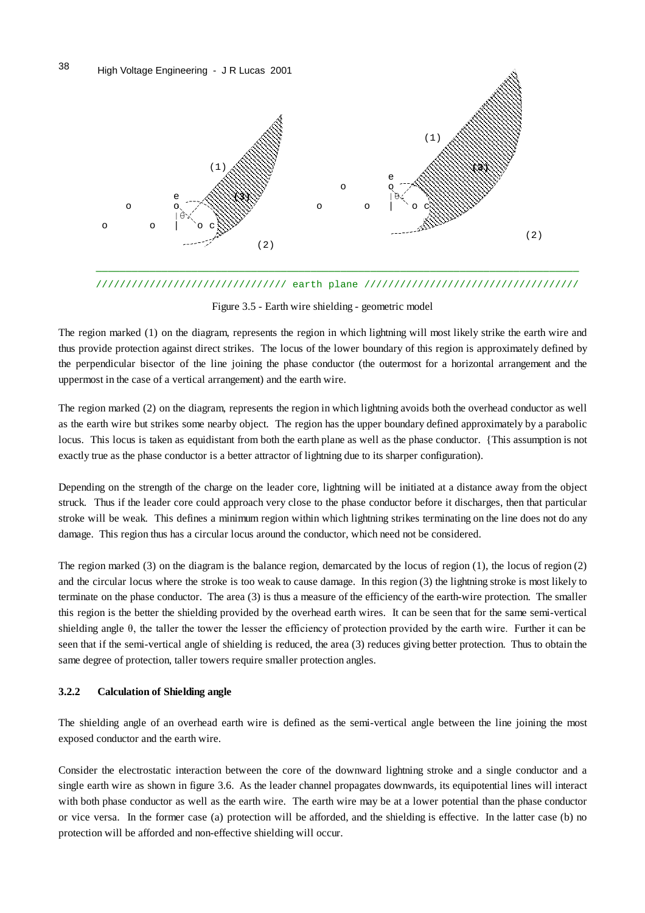(1)

(3)

e

o o o

θ

o o c

(2)

(1)

(3)

e

o o

θ

o o o c

(2)

earth plane

Figure 3.5 - Earth wire shielding - geometric model

The region marked (1) on the diagram, represents the region in which lightning will most likely strike the earth wire and thus provide protection against direct strikes. The locus of the lower boundary of this region is approximately defined by the perpendicular bisector of the line joining the phase conductor (the outermost for a horizontal arrangement and the uppermost in the case of a vertical arrangement) and the earth wire.

The region marked (2) on the diagram, represents the region in which lightning avoids both the overhead conductor as well as the earth wire but strikes some nearby object. The region has the upper boundary defined approximately by a parabolic locus. This locus is taken as equidistant from both the earth plane as well as the phase conductor. {This assumption is not exactly true as the phase conductor is a better attractor of lightning due to its sharper configuration).

Depending on the strength of the charge on the leader core, lightning will be initiated at a distance away from the object struck. Thus if the leader core could approach very close to the phase conductor before it discharges, then that particular stroke will be weak. This defines a minimum region within which lightning strikes terminating on the line does not do any damage. This region thus has a circular locus around the conductor, which need not be considered.

The region marked (3) on the diagram is the balance region, demarcated by the locus of region (1), the locus of region (2) and the circular locus where the stroke is too weak to cause damage. In this region (3) the lightning stroke is most likely to terminate on the phase conductor. The area (3) is thus a measure of the efficiency of the earth-wire protection. The smaller this region is the better the shielding provided by the overhead earth wires. It can be seen that for the same semi-vertical shielding angle θ, the taller the tower the lesser the efficiency of protection provided by the earth wire. Further it can be seen that if the semi-vertical angle of shielding is reduced, the area (3) reduces giving better protection. Thus to obtain the same degree of protection, taller towers require smaller protection angles.

### 3.2.2 Calculation of Shielding angle

The shielding angle of an overhead earth wire is defined as the semi-vertical angle between the line joining the most exposed conductor and the earth wire.

Consider the electrostatic interaction between the core of the downward lightning stroke and a single conductor and a single earth wire as shown in figure 3.6. As the leader channel propagates downwards, its equipotential lines will interact with both phase conductor as well as the earth wire. The earth wire may be at a lower potential than the phase conductor or vice versa. In the former case (a) protection will be afforded, and the shielding is effective. In the latter case (b) no protection will be afforded and non-effective shielding will occur.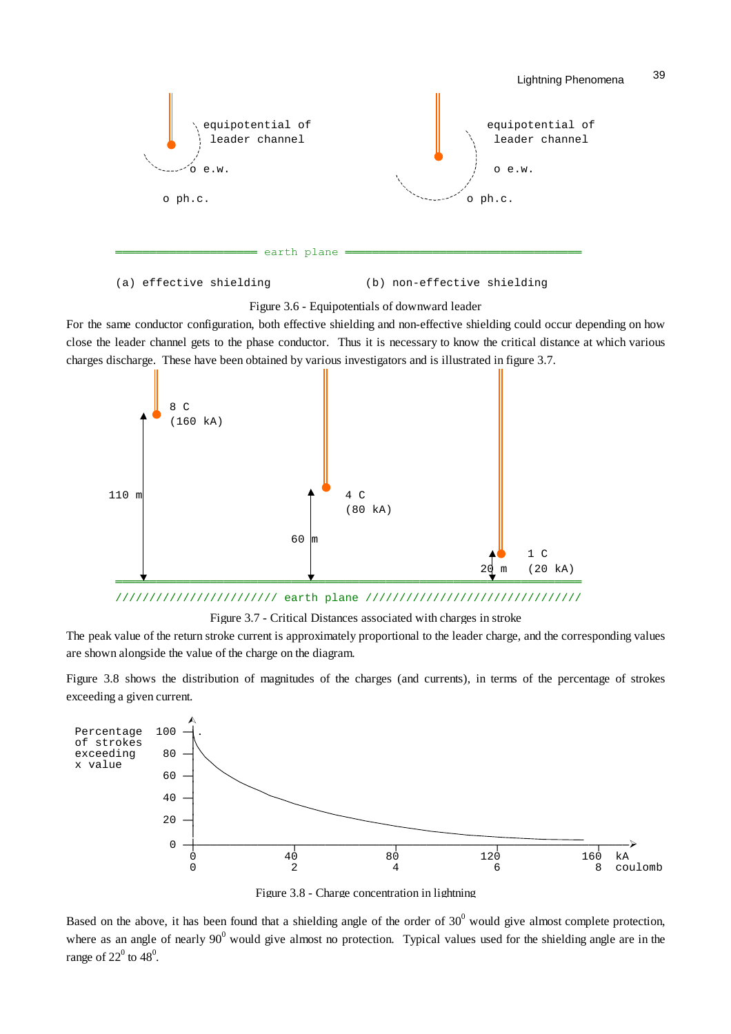Figure 3.6 - Equipotentials of downward leader

For the same conductor configuration, both effective shielding and non-effective shielding could occur depending on how close the leader channel gets to the phase conductor. Thus it is necessary to know the critical distance at which various charges discharge. These have been obtained by various investigators and is illustrated in figure 3.7.

Figure 3.7 - Critical Distances associated with charges in stroke

The peak value of the return stroke current is approximately proportional to the leader charge, and the corresponding values are shown alongside the value of the charge on the diagram.

Figure 3.8 shows the distribution of magnitudes of the charges (and currents), in terms of the percentage of strokes exceeding a given current.

Figure 3.8 - Charge concentration in lightning

Based on the above, it has been found that a shielding angle of the order of $30^0$ would give almost complete protection, where as an angle of nearly $90^0$ would give almost no protection. Typical values used for the shielding angle are in the range of $22^0$ to $48^0$.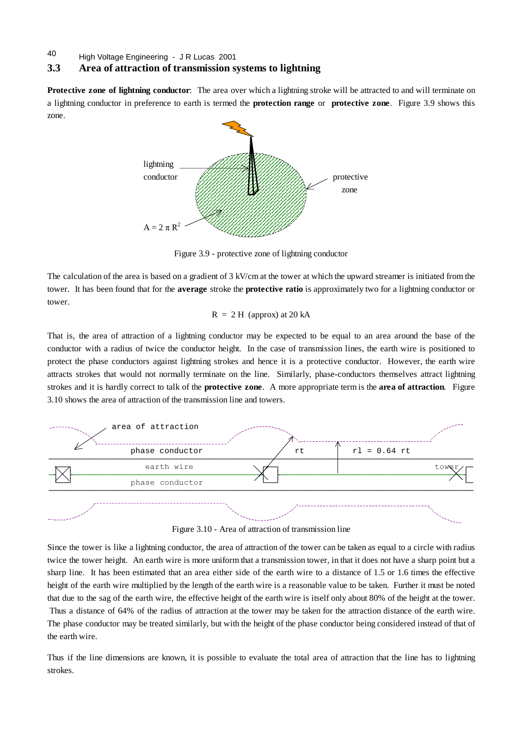## 3.3 Area of attraction of transmission systems to lightning

**Protective zone of lightning conductor**: The area over which a lightning stroke will be attracted to and will terminate on a lightning conductor in preference to earth is termed the **protection range** or **protective zone**. Figure 3.9 shows this zone.

lightning conductor

protective zone

$A = 2\,\pi\,R^2$

Figure 3.9 - protective zone of lightning conductor

The calculation of the area is based on a gradient of 3 kV/cm at the tower at which the upward streamer is initiated from the tower. It has been found that for the **average** stroke the **protective ratio** is approximately two for a lightning conductor or tower.

$$R = 2\,H \text{ (approx) at 20 kA}$$

That is, the area of attraction of a lightning conductor may be expected to be equal to an area around the base of the conductor with a radius of twice the conductor height. In the case of transmission lines, the earth wire is positioned to protect the phase conductors against lightning strokes and hence it is a protective conductor. However, the earth wire attracts strokes that would not normally terminate on the line. Similarly, phase-conductors themselves attract lightning strokes and it is hardly correct to talk of the **protective zone**. A more appropriate term is the **area of attraction**. Figure 3.10 shows the area of attraction of the transmission line and towers.

area of attraction

phase conductor

earth wire

phase conductor

$r_t$ $\quad$ $r_l = 0.64\, r_t$

tower

Figure 3.10 - Area of attraction of transmission line

Since the tower is like a lightning conductor, the area of attraction of the tower can be taken as equal to a circle with radius twice the tower height. An earth wire is more uniform that a transmission tower, in that it does not have a sharp point but a sharp line. It has been estimated that an area either side of the earth wire to a distance of 1.5 or 1.6 times the effective height of the earth wire multiplied by the length of the earth wire is a reasonable value to be taken. Further it must be noted that due to the sag of the earth wire, the effective height of the earth wire is itself only about 80% of the height at the tower. Thus a distance of 64% of the radius of attraction at the tower may be taken for the attraction distance of the earth wire. The phase conductor may be treated similarly, but with the height of the phase conductor being considered instead of that of the earth wire.

Thus if the line dimensions are known, it is possible to evaluate the total area of attraction that the line has to lightning strokes.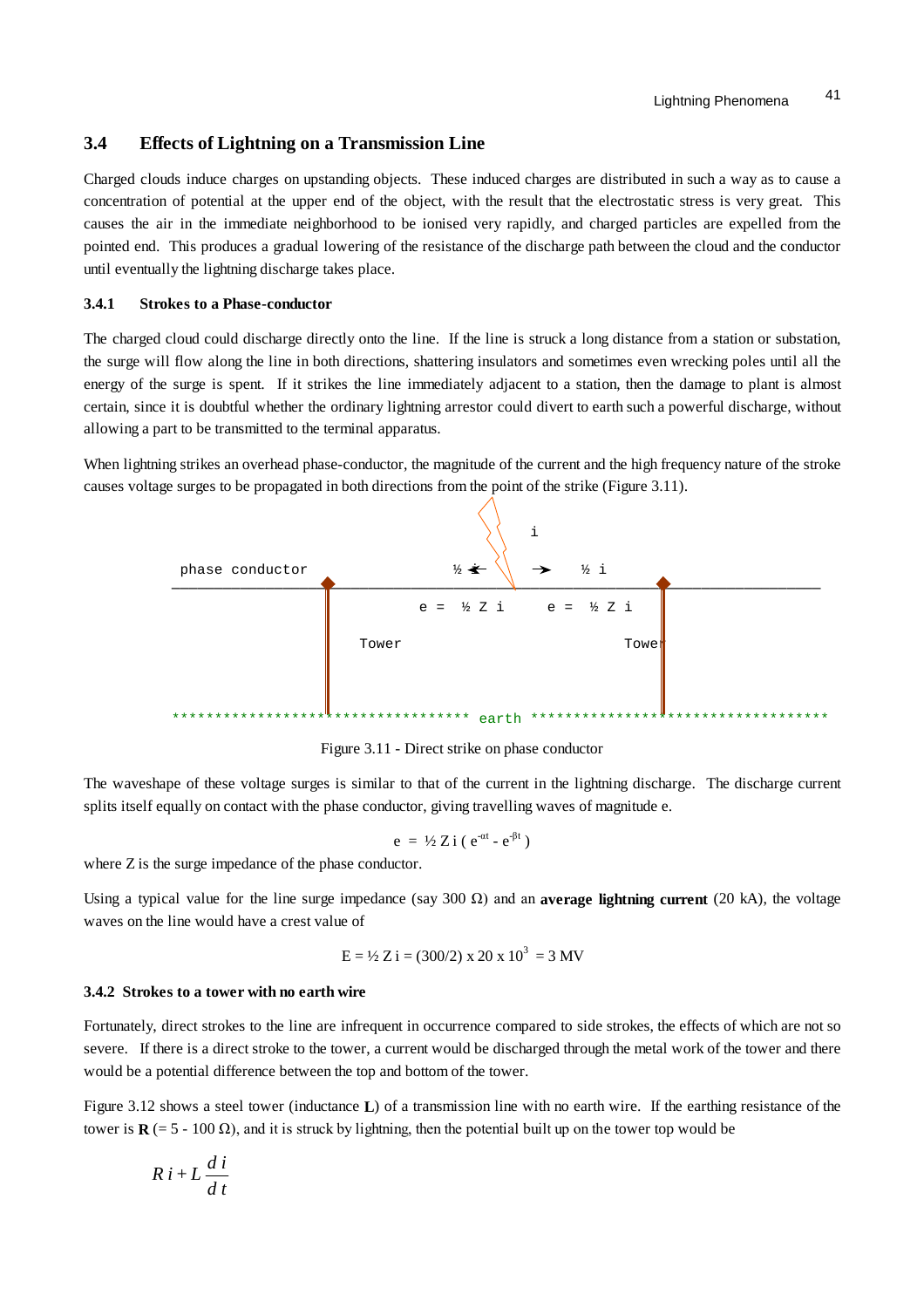## 3.4 Effects of Lightning on a Transmission Line

Charged clouds induce charges on upstanding objects. These induced charges are distributed in such a way as to cause a concentration of potential at the upper end of the object, with the result that the electrostatic stress is very great. This causes the air in the immediate neighborhood to be ionised very rapidly, and charged particles are expelled from the pointed end. This produces a gradual lowering of the resistance of the discharge path between the cloud and the conductor until eventually the lightning discharge takes place.

### 3.4.1 Strokes to a Phase-conductor

The charged cloud could discharge directly onto the line. If the line is struck a long distance from a station or substation, the surge will flow along the line in both directions, shattering insulators and sometimes even wrecking poles until all the energy of the surge is spent. If it strikes the line immediately adjacent to a station, then the damage to plant is almost certain, since it is doubtful whether the ordinary lightning arrestor could divert to earth such a powerful discharge, without allowing a part to be transmitted to the terminal apparatus.

When lightning strikes an overhead phase-conductor, the magnitude of the current and the high frequency nature of the stroke causes voltage surges to be propagated in both directions from the point of the strike (Figure 3.11).

```
                                                  i
phase conductor                      ½ i ←          →   ½ i
_________________________________________________________________________
                                 e =  ½ Z i      e =  ½ Z i

                   Tower                                    Tower

*********************************** earth ***********************************
```

Figure 3.11 - Direct strike on phase conductor

The waveshape of these voltage surges is similar to that of the current in the lightning discharge. The discharge current splits itself equally on contact with the phase conductor, giving travelling waves of magnitude e.

$$e = \tfrac{1}{2} Z i \left( e^{-\alpha t} - e^{-\beta t} \right)$$

where Z is the surge impedance of the phase conductor.

Using a typical value for the line surge impedance (say 300 Ω) and an **average lightning current** (20 kA), the voltage waves on the line would have a crest value of

$$E = \tfrac{1}{2} Z i = (300/2) \times 20 \times 10^3 = 3 \text{ MV}$$

### 3.4.2 Strokes to a tower with no earth wire

Fortunately, direct strokes to the line are infrequent in occurrence compared to side strokes, the effects of which are not so severe. If there is a direct stroke to the tower, a current would be discharged through the metal work of the tower and there would be a potential difference between the top and bottom of the tower.

Figure 3.12 shows a steel tower (inductance **L**) of a transmission line with no earth wire. If the earthing resistance of the tower is **R** (= 5 - 100 Ω), and it is struck by lightning, then the potential built up on the tower top would be

$$R\, i + L \frac{d\, i}{d\, t}$$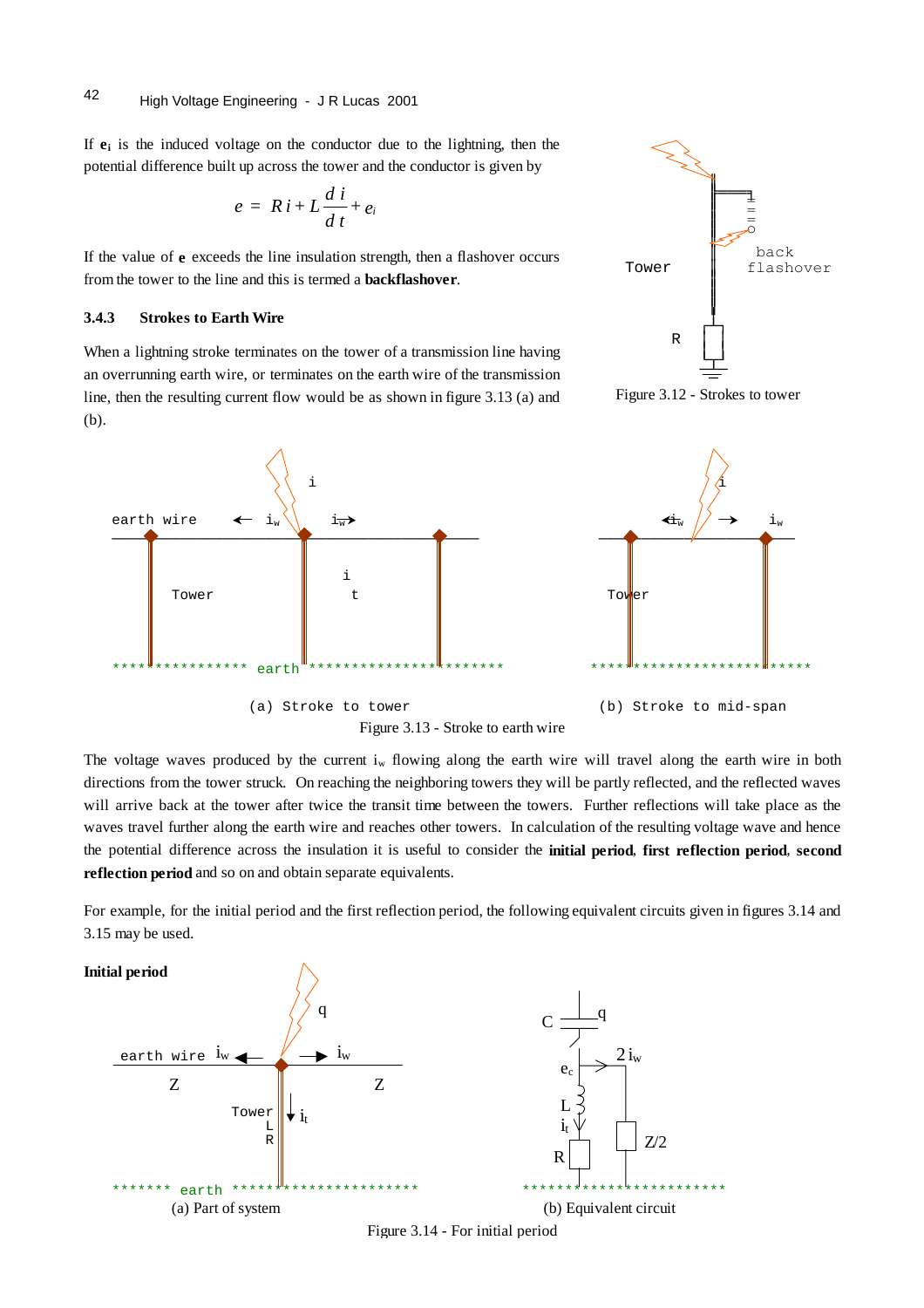If $\mathbf{e_i}$ is the induced voltage on the conductor due to the lightning, then the potential difference built up across the tower and the conductor is given by

$$e = R\,i + L\frac{d\,i}{d\,t} + e_i$$

If the value of **e** exceeds the line insulation strength, then a flashover occurs from the tower to the line and this is termed a **backflashover**.

Figure 3.12 - Strokes to tower

### 3.4.3 Strokes to Earth Wire

When a lightning stroke terminates on the tower of a transmission line having an overrunning earth wire, or terminates on the earth wire of the transmission line, then the resulting current flow would be as shown in figure 3.13 (a) and (b).

(a) Stroke to tower (b) Stroke to mid-span

Figure 3.13 - Stroke to earth wire

The voltage waves produced by the current $i_w$ flowing along the earth wire will travel along the earth wire in both directions from the tower struck. On reaching the neighboring towers they will be partly reflected, and the reflected waves will arrive back at the tower after twice the transit time between the towers. Further reflections will take place as the waves travel further along the earth wire and reaches other towers. In calculation of the resulting voltage wave and hence the potential difference across the insulation it is useful to consider the **initial period**, **first reflection period**, **second reflection period** and so on and obtain separate equivalents.

For example, for the initial period and the first reflection period, the following equivalent circuits given in figures 3.14 and 3.15 may be used.

**Initial period**

(a) Part of system (b) Equivalent circuit

Figure 3.14 - For initial period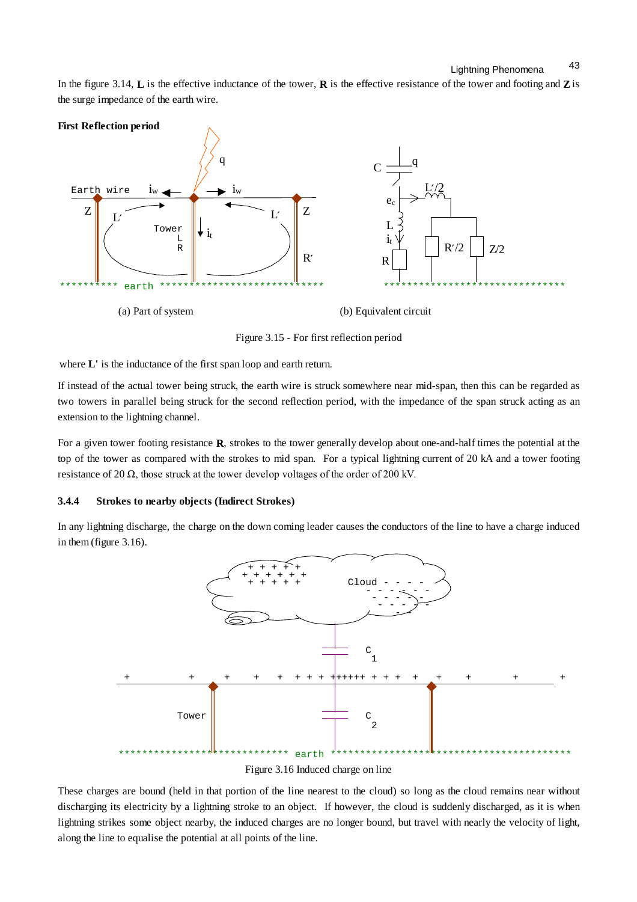In the figure 3.14, **L** is the effective inductance of the tower, **R** is the effective resistance of the tower and footing and **Z** is the surge impedance of the earth wire.

**First Reflection period**

(a) Part of system

(b) Equivalent circuit

Figure 3.15 - For first reflection period

where **L'** is the inductance of the first span loop and earth return.

If instead of the actual tower being struck, the earth wire is struck somewhere near mid-span, then this can be regarded as two towers in parallel being struck for the second reflection period, with the impedance of the span struck acting as an extension to the lightning channel.

For a given tower footing resistance **R**, strokes to the tower generally develop about one-and-half times the potential at the top of the tower as compared with the strokes to mid span. For a typical lightning current of 20 kA and a tower footing resistance of 20 Ω, those struck at the tower develop voltages of the order of 200 kV.

### 3.4.4 Strokes to nearby objects (Indirect Strokes)

In any lightning discharge, the charge on the down coming leader causes the conductors of the line to have a charge induced in them (figure 3.16).

Figure 3.16 Induced charge on line

These charges are bound (held in that portion of the line nearest to the cloud) so long as the cloud remains near without discharging its electricity by a lightning stroke to an object. If however, the cloud is suddenly discharged, as it is when lightning strikes some object nearby, the induced charges are no longer bound, but travel with nearly the velocity of light, along the line to equalise the potential at all points of the line.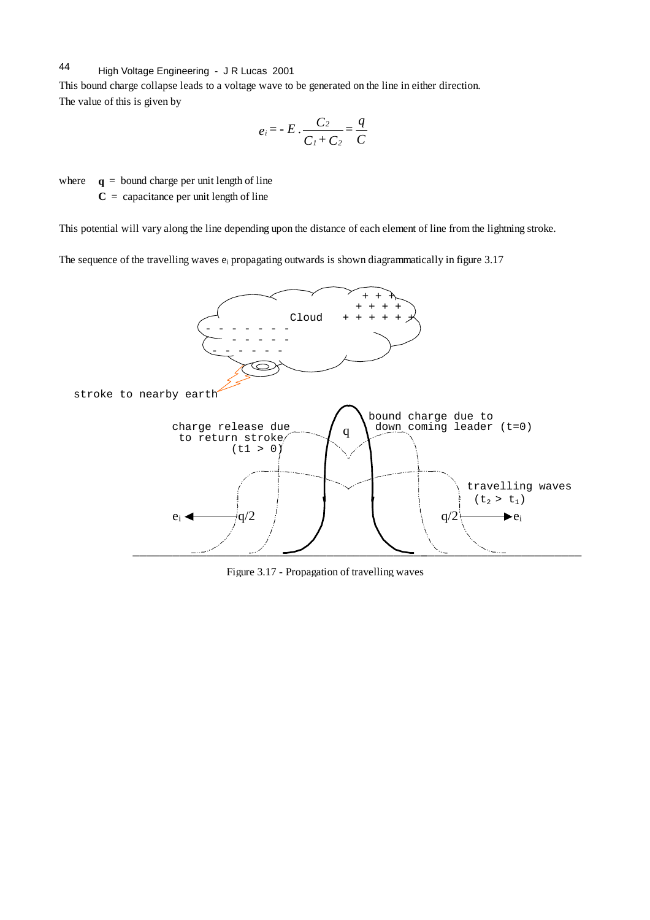This bound charge collapse leads to a voltage wave to be generated on the line in either direction. The value of this is given by

$$e_i = - E \,.\, \frac{C_2}{C_1 + C_2} = \frac{q}{C}$$

where **q** = bound charge per unit length of line
**C** = capacitance per unit length of line

This potential will vary along the line depending upon the distance of each element of line from the lightning stroke.

The sequence of the travelling waves $e_i$ propagating outwards is shown diagrammatically in figure 3.17

Cloud
stroke to nearby earth
charge release due to return stroke (t1 > 0)
q
bound charge due to down coming leader (t=0)
travelling waves ($t_2 > t_1$)
$e_i$
q/2
q/2
$e_i$

Figure 3.17 - Propagation of travelling waves